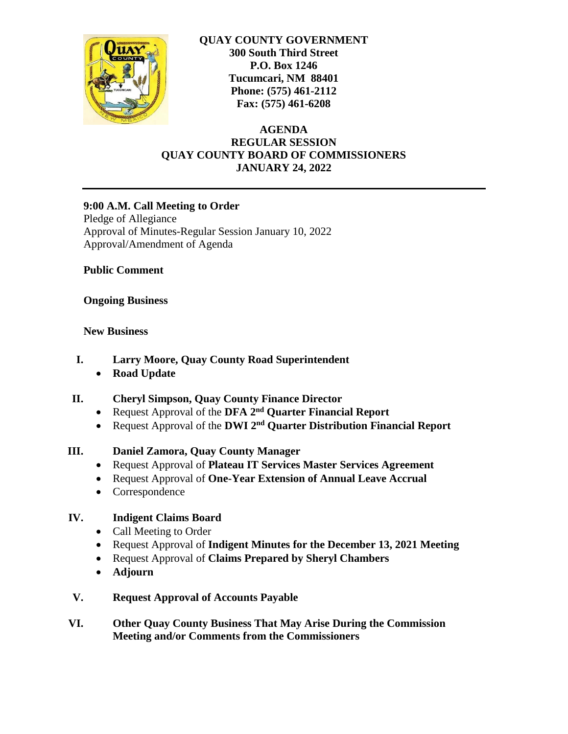**QUAY COUNTY GOVERNMENT**
**300 South Third Street**
**P.O. Box 1246**
**Tucumcari, NM 88401**
**Phone: (575) 461-2112**
**Fax: (575) 461-6208**

# AGENDA
## REGULAR SESSION
## QUAY COUNTY BOARD OF COMMISSIONERS
## JANUARY 24, 2022

---

**9:00 A.M. Call Meeting to Order**
Pledge of Allegiance
Approval of Minutes-Regular Session January 10, 2022
Approval/Amendment of Agenda

**Public Comment**

**Ongoing Business**

**New Business**

**I. Larry Moore, Quay County Road Superintendent**
- **Road Update**

**II. Cheryl Simpson, Quay County Finance Director**
- Request Approval of the **DFA 2nd Quarter Financial Report**
- Request Approval of the **DWI 2nd Quarter Distribution Financial Report**

**III. Daniel Zamora, Quay County Manager**
- Request Approval of **Plateau IT Services Master Services Agreement**
- Request Approval of **One-Year Extension of Annual Leave Accrual**
- Correspondence

**IV. Indigent Claims Board**
- Call Meeting to Order
- Request Approval of **Indigent Minutes for the December 13, 2021 Meeting**
- Request Approval of **Claims Prepared by Sheryl Chambers**
- **Adjourn**

**V. Request Approval of Accounts Payable**

**VI. Other Quay County Business That May Arise During the Commission Meeting and/or Comments from the Commissioners**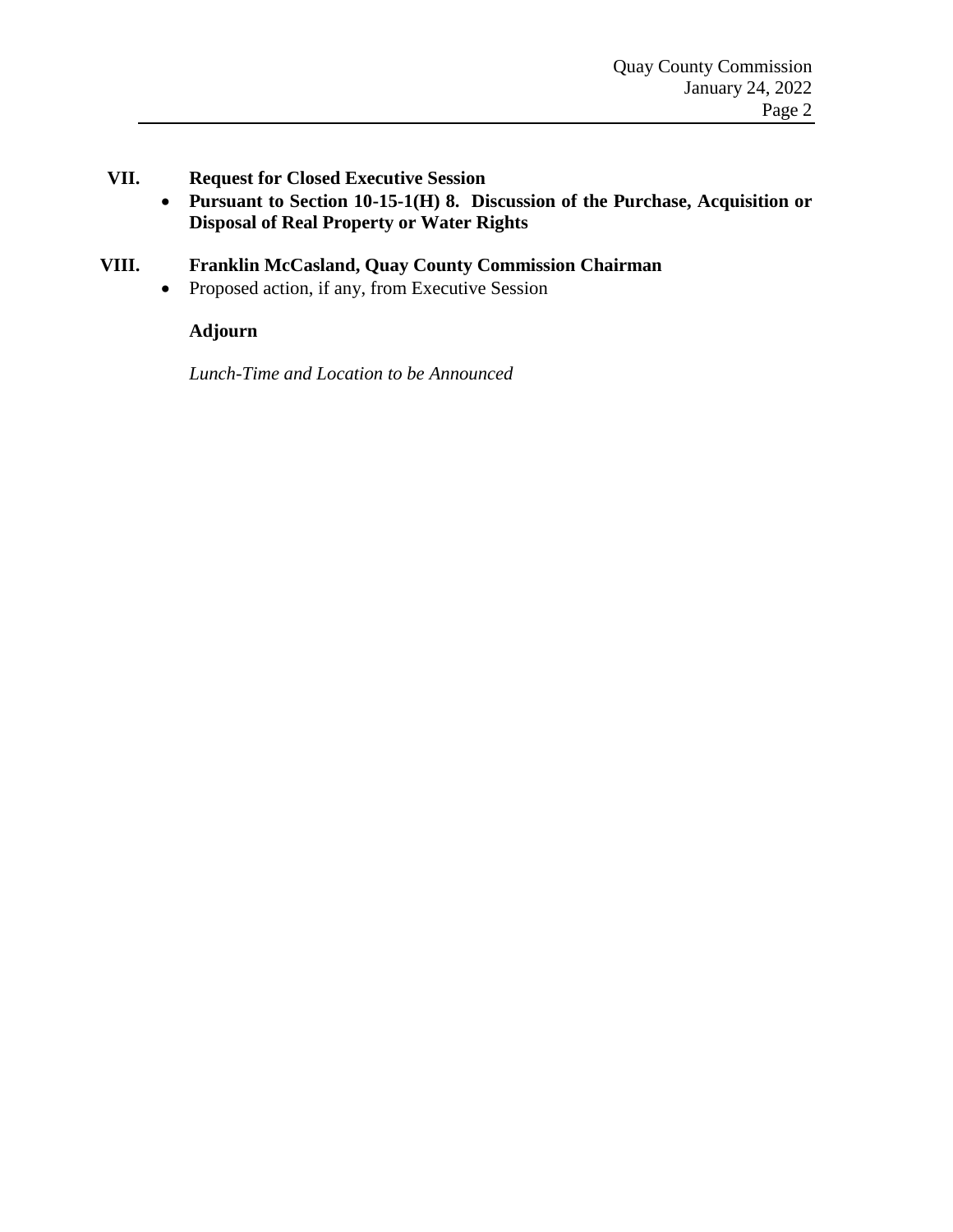**VII. Request for Closed Executive Session**

- **Pursuant to Section 10-15-1(H) 8. Discussion of the Purchase, Acquisition or Disposal of Real Property or Water Rights**

**VIII. Franklin McCasland, Quay County Commission Chairman**

- Proposed action, if any, from Executive Session

**Adjourn**

*Lunch-Time and Location to be Announced*